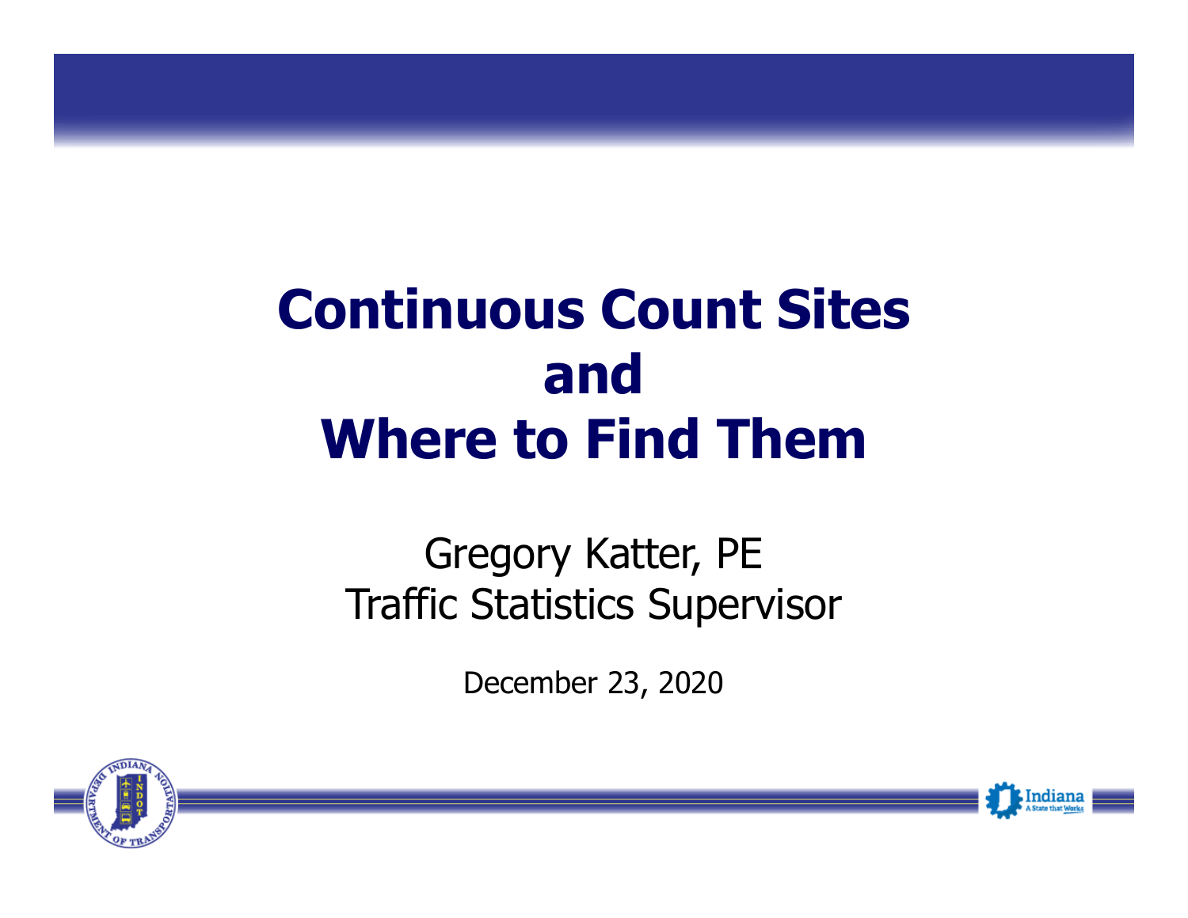# Continuous Count Sites and Where to Find Them

Gregory Katter, PE
Traffic Statistics Supervisor

December 23, 2020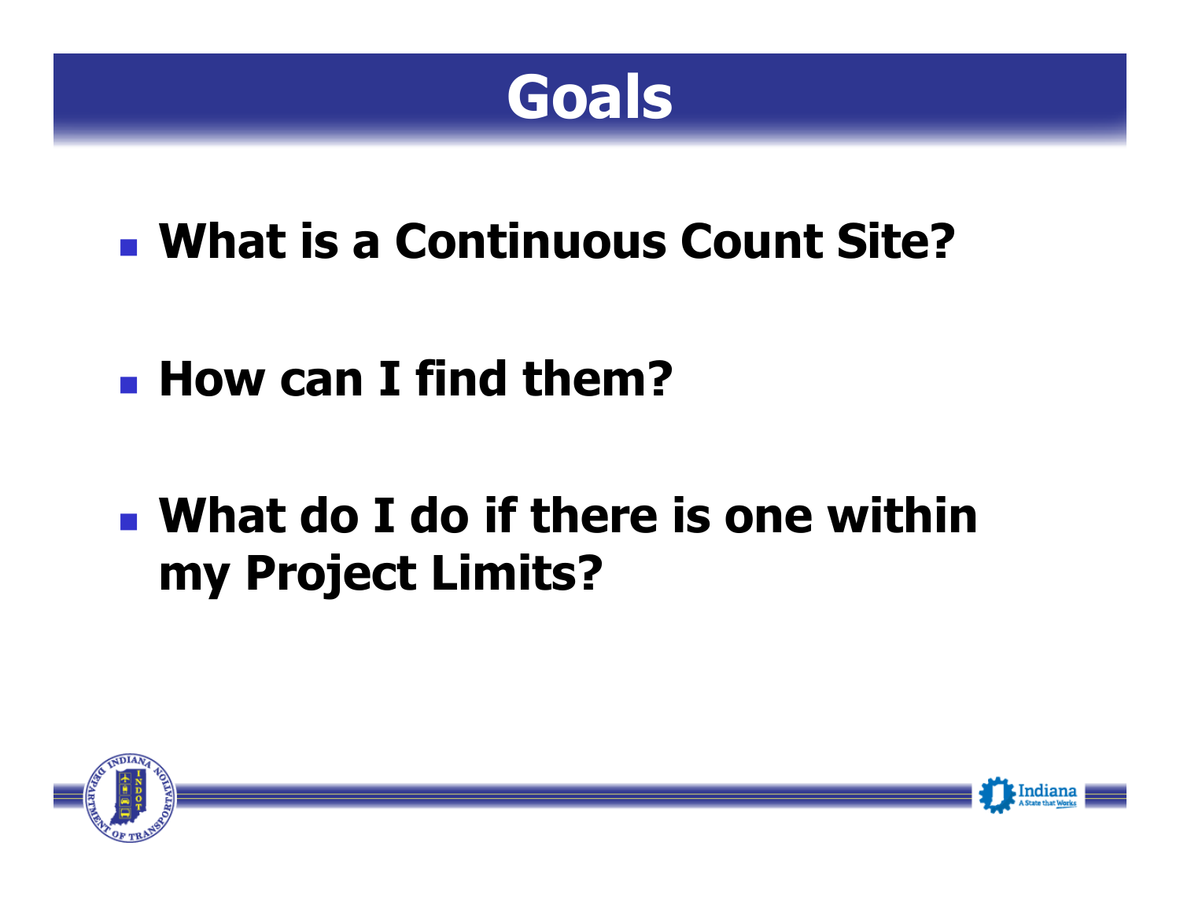# Goals

- **What is a Continuous Count Site?**
- **How can I find them?**
- **What do I do if there is one within my Project Limits?**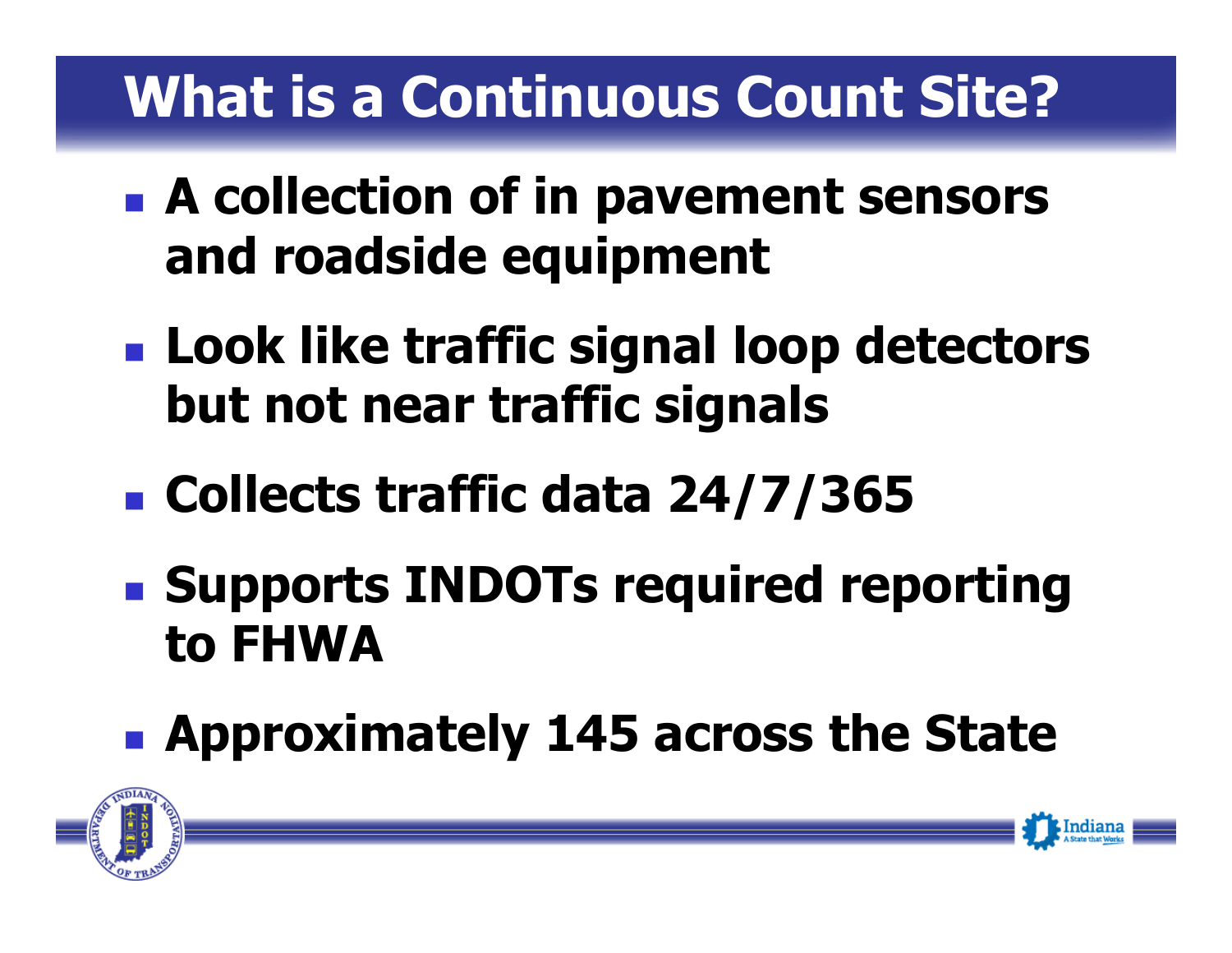# What is a Continuous Count Site?

- **A collection of in pavement sensors and roadside equipment**
- **Look like traffic signal loop detectors but not near traffic signals**
- **Collects traffic data 24/7/365**
- **Supports INDOTs required reporting to FHWA**
- **Approximately 145 across the State**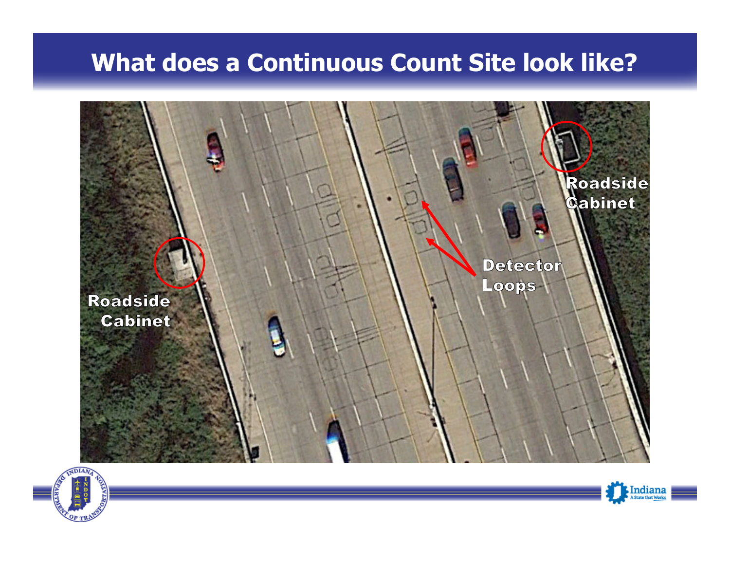# What does a Continuous Count Site look like?

Roadside Cabinet

Detector Loops

Roadside Cabinet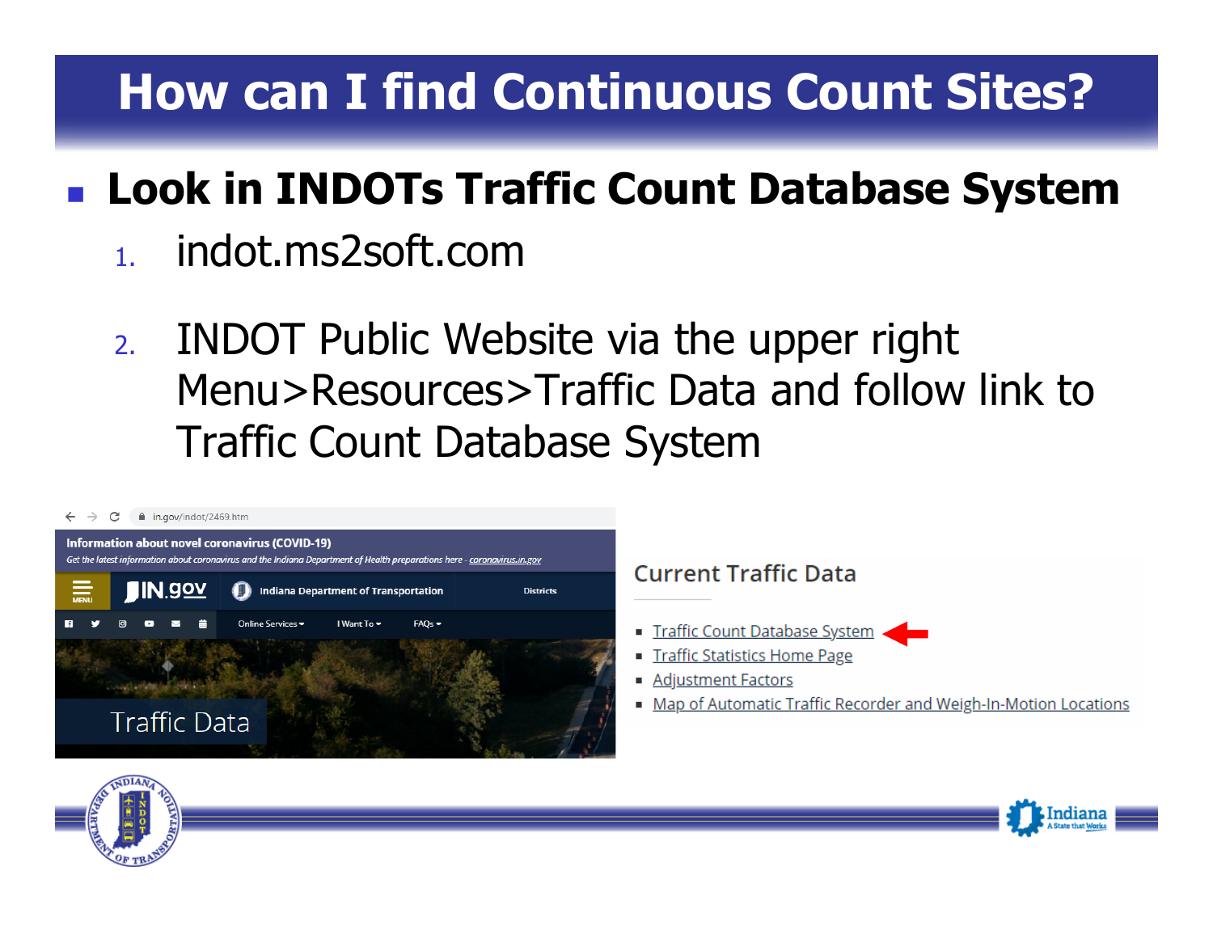# How can I find Continuous Count Sites?

- **Look in INDOTs Traffic Count Database System**
  1. indot.ms2soft.com
  2. INDOT Public Website via the upper right Menu>Resources>Traffic Data and follow link to Traffic Count Database System

in.gov/indot/2469.htm

**Information about novel coronavirus (COVID-19)**

*Get the latest information about coronavirus and the Indiana Department of Health preparations here - coronavirus.in.gov*

MENU | IN.gov | Indiana Department of Transportation | Districts

Online Services | I Want To | FAQs

Traffic Data

## Current Traffic Data

- Traffic Count Database System
- Traffic Statistics Home Page
- Adjustment Factors
- Map of Automatic Traffic Recorder and Weigh-In-Motion Locations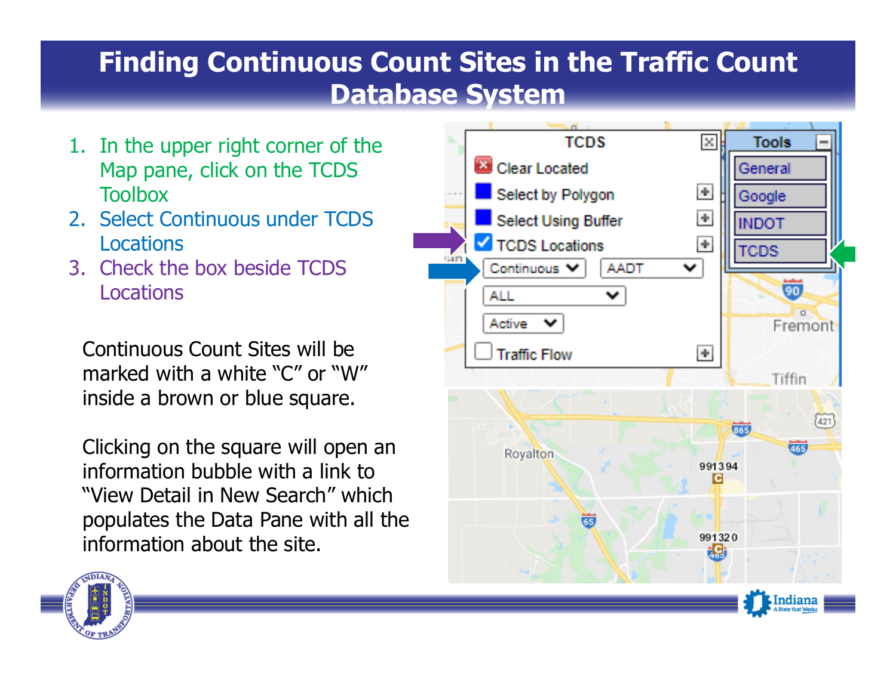# Finding Continuous Count Sites in the Traffic Count Database System

1. In the upper right corner of the Map pane, click on the TCDS Toolbox
2. Select Continuous under TCDS Locations
3. Check the box beside TCDS Locations

Continuous Count Sites will be marked with a white “C” or “W” inside a brown or blue square.

Clicking on the square will open an information bubble with a link to “View Detail in New Search” which populates the Data Pane with all the information about the site.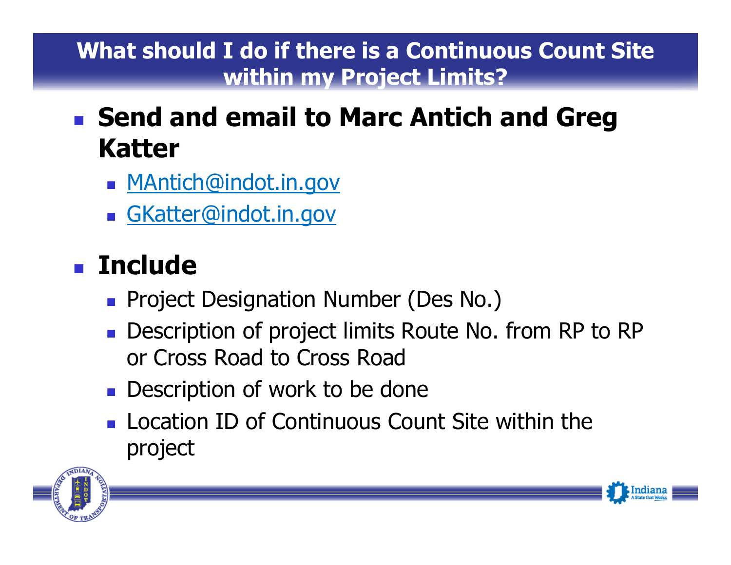## What should I do if there is a Continuous Count Site within my Project Limits?

- **Send and email to Marc Antich and Greg Katter**
  - MAntich@indot.in.gov
  - GKatter@indot.in.gov
- **Include**
  - Project Designation Number (Des No.)
  - Description of project limits Route No. from RP to RP or Cross Road to Cross Road
  - Description of work to be done
  - Location ID of Continuous Count Site within the project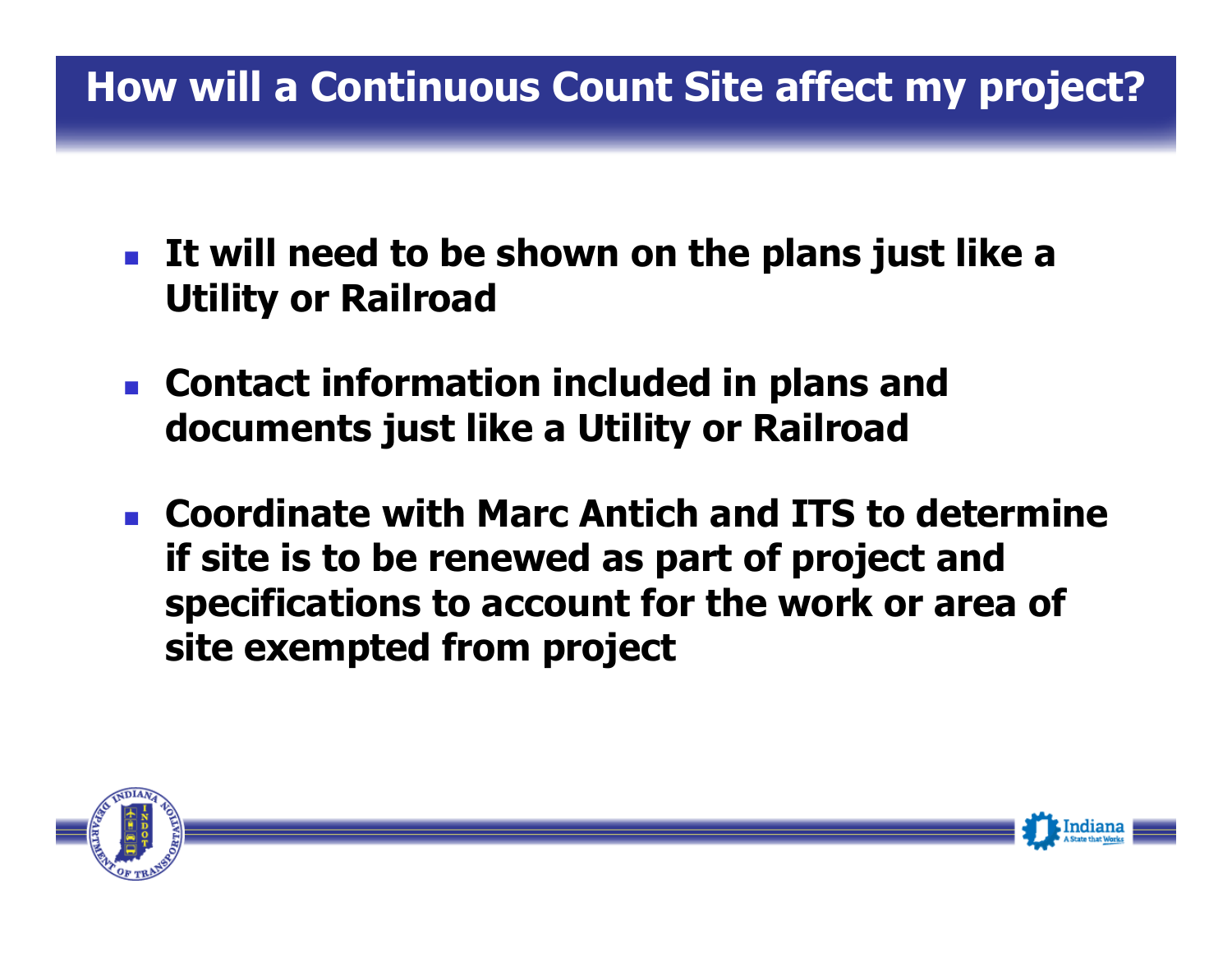# How will a Continuous Count Site affect my project?

- **It will need to be shown on the plans just like a Utility or Railroad**
- **Contact information included in plans and documents just like a Utility or Railroad**
- **Coordinate with Marc Antich and ITS to determine if site is to be renewed as part of project and specifications to account for the work or area of site exempted from project**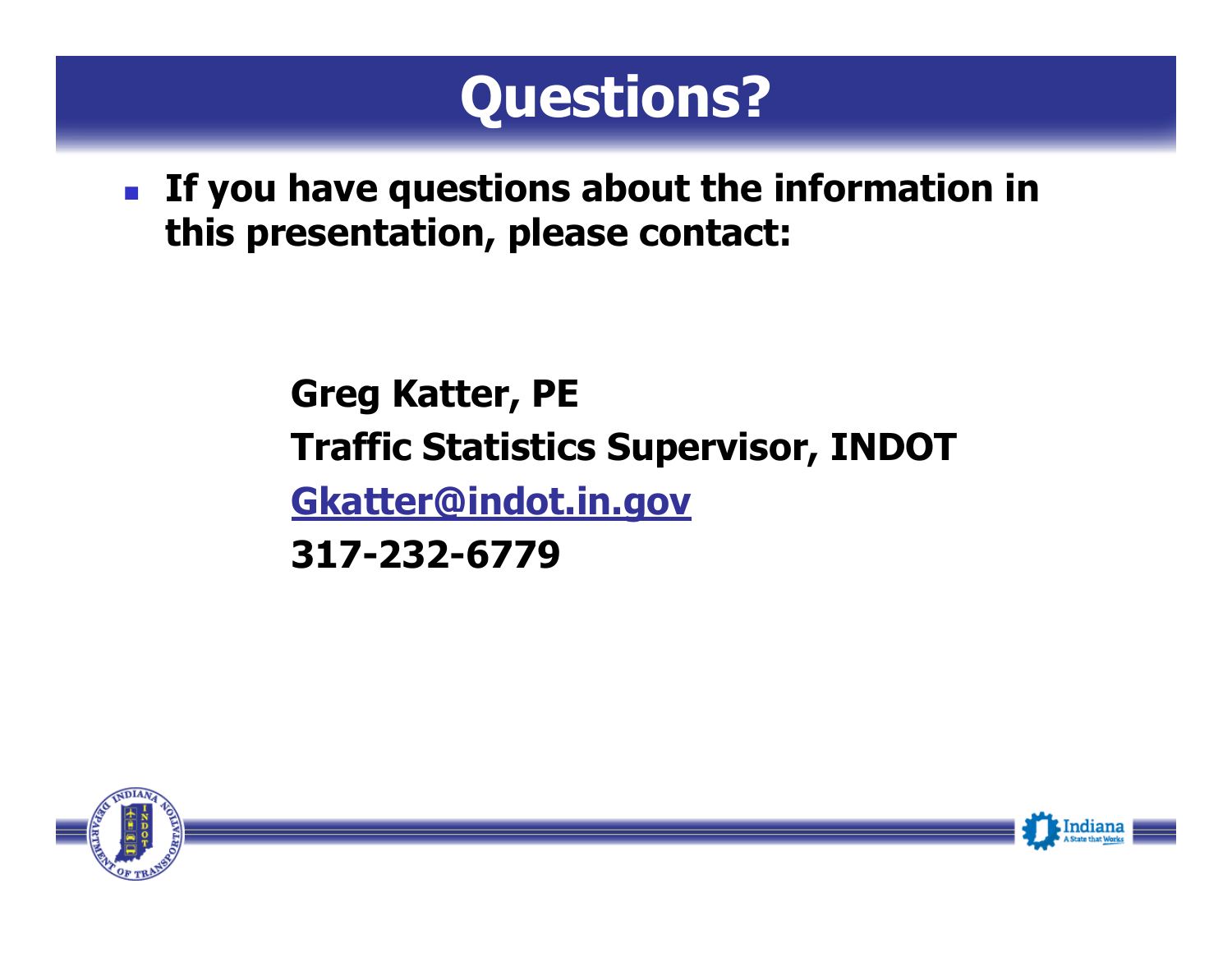# Questions?

- **If you have questions about the information in this presentation, please contact:**

**Greg Katter, PE**

**Traffic Statistics Supervisor, INDOT**

**Gkatter@indot.in.gov**

**317-232-6779**